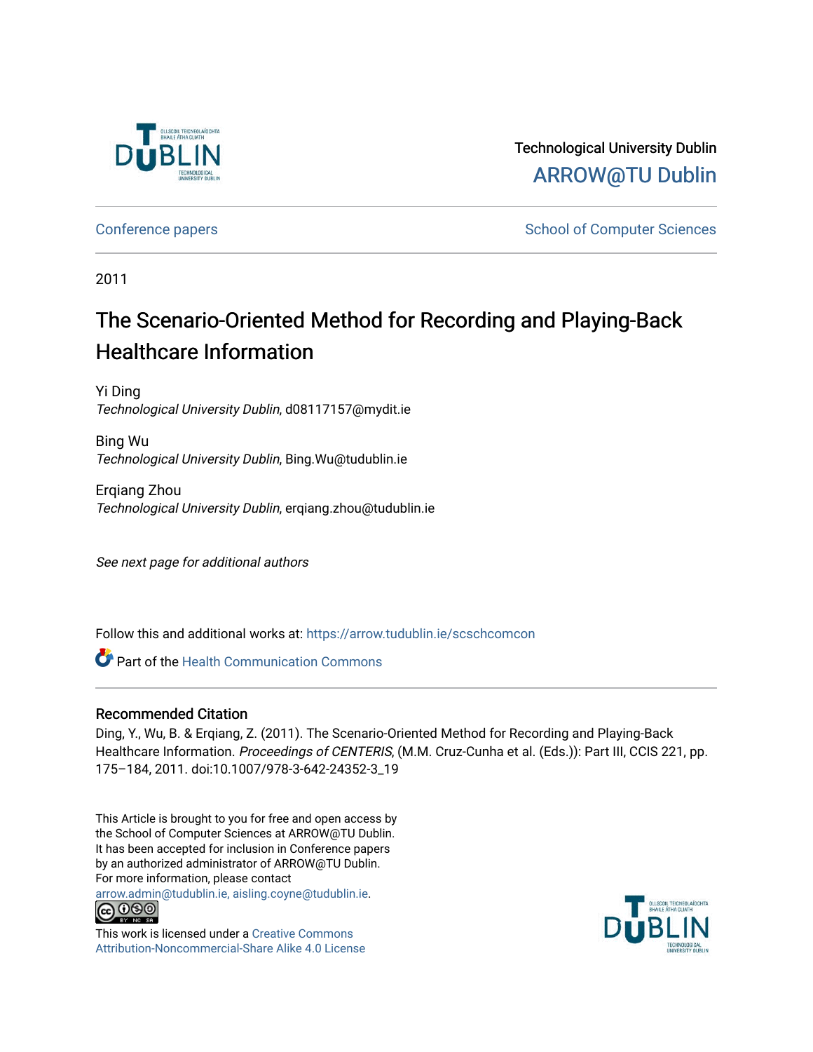Technological University Dublin

ARROW@TU Dublin

Conference papers | School of Computer Sciences

2011

# The Scenario-Oriented Method for Recording and Playing-Back Healthcare Information

Yi Ding
*Technological University Dublin*, d08117157@mydit.ie

Bing Wu
*Technological University Dublin*, Bing.Wu@tudublin.ie

Erqiang Zhou
*Technological University Dublin*, erqiang.zhou@tudublin.ie

*See next page for additional authors*

Follow this and additional works at: https://arrow.tudublin.ie/scschcomcon

Part of the Health Communication Commons

## Recommended Citation

Ding, Y., Wu, B. & Erqiang, Z. (2011). The Scenario-Oriented Method for Recording and Playing-Back Healthcare Information. *Proceedings of CENTERIS*, (M.M. Cruz-Cunha et al. (Eds.)): Part III, CCIS 221, pp. 175–184, 2011. doi:10.1007/978-3-642-24352-3_19

This Article is brought to you for free and open access by the School of Computer Sciences at ARROW@TU Dublin. It has been accepted for inclusion in Conference papers by an authorized administrator of ARROW@TU Dublin. For more information, please contact arrow.admin@tudublin.ie, aisling.coyne@tudublin.ie.

This work is licensed under a Creative Commons Attribution-Noncommercial-Share Alike 4.0 License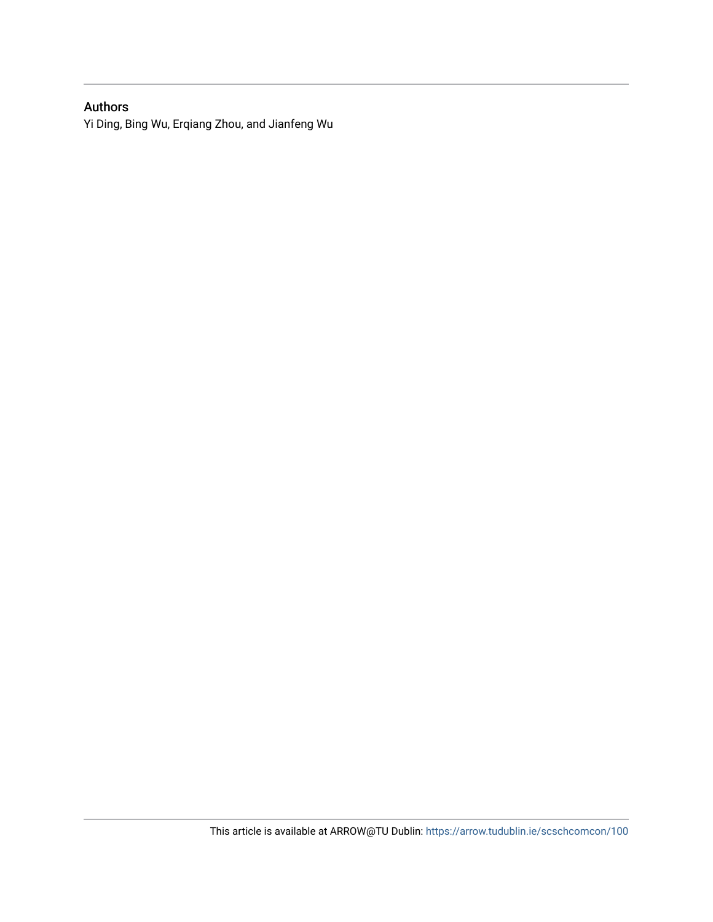## Authors

Yi Ding, Bing Wu, Erqiang Zhou, and Jianfeng Wu

This article is available at ARROW@TU Dublin: https://arrow.tudublin.ie/scschcomcon/100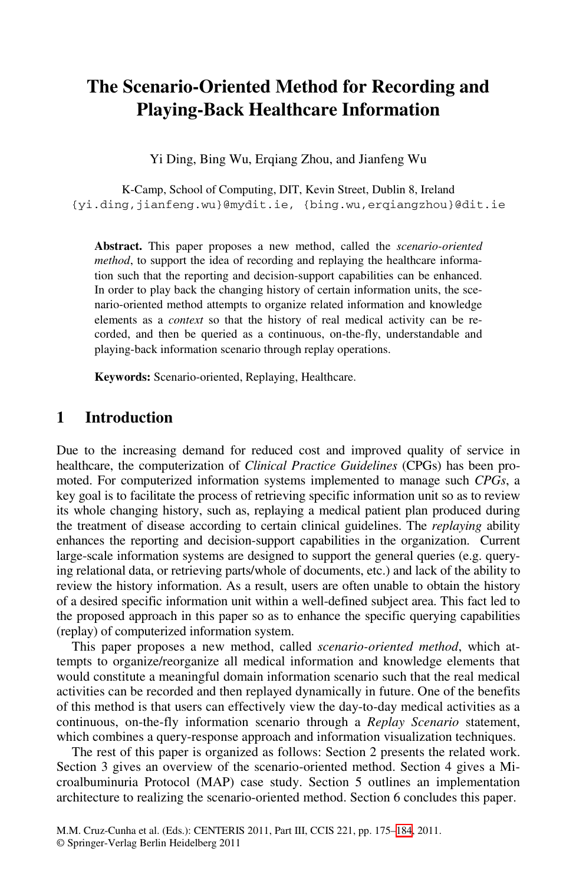# The Scenario-Oriented Method for Recording and Playing-Back Healthcare Information

Yi Ding, Bing Wu, Erqiang Zhou, and Jianfeng Wu

K-Camp, School of Computing, DIT, Kevin Street, Dublin 8, Ireland
{yi.ding,jianfeng.wu}@mydit.ie, {bing.wu,erqiangzhou}@dit.ie

**Abstract.** This paper proposes a new method, called the *scenario-oriented method*, to support the idea of recording and replaying the healthcare information such that the reporting and decision-support capabilities can be enhanced. In order to play back the changing history of certain information units, the scenario-oriented method attempts to organize related information and knowledge elements as a *context* so that the history of real medical activity can be recorded, and then be queried as a continuous, on-the-fly, understandable and playing-back information scenario through replay operations.

**Keywords:** Scenario-oriented, Replaying, Healthcare.

## 1 Introduction

Due to the increasing demand for reduced cost and improved quality of service in healthcare, the computerization of *Clinical Practice Guidelines* (CPGs) has been promoted. For computerized information systems implemented to manage such *CPGs*, a key goal is to facilitate the process of retrieving specific information unit so as to review its whole changing history, such as, replaying a medical patient plan produced during the treatment of disease according to certain clinical guidelines. The *replaying* ability enhances the reporting and decision-support capabilities in the organization. Current large-scale information systems are designed to support the general queries (e.g. querying relational data, or retrieving parts/whole of documents, etc.) and lack of the ability to review the history information. As a result, users are often unable to obtain the history of a desired specific information unit within a well-defined subject area. This fact led to the proposed approach in this paper so as to enhance the specific querying capabilities (replay) of computerized information system.

This paper proposes a new method, called *scenario-oriented method*, which attempts to organize/reorganize all medical information and knowledge elements that would constitute a meaningful domain information scenario such that the real medical activities can be recorded and then replayed dynamically in future. One of the benefits of this method is that users can effectively view the day-to-day medical activities as a continuous, on-the-fly information scenario through a *Replay Scenario* statement, which combines a query-response approach and information visualization techniques.

The rest of this paper is organized as follows: Section 2 presents the related work. Section 3 gives an overview of the scenario-oriented method. Section 4 gives a Microalbuminuria Protocol (MAP) case study. Section 5 outlines an implementation architecture to realizing the scenario-oriented method. Section 6 concludes this paper.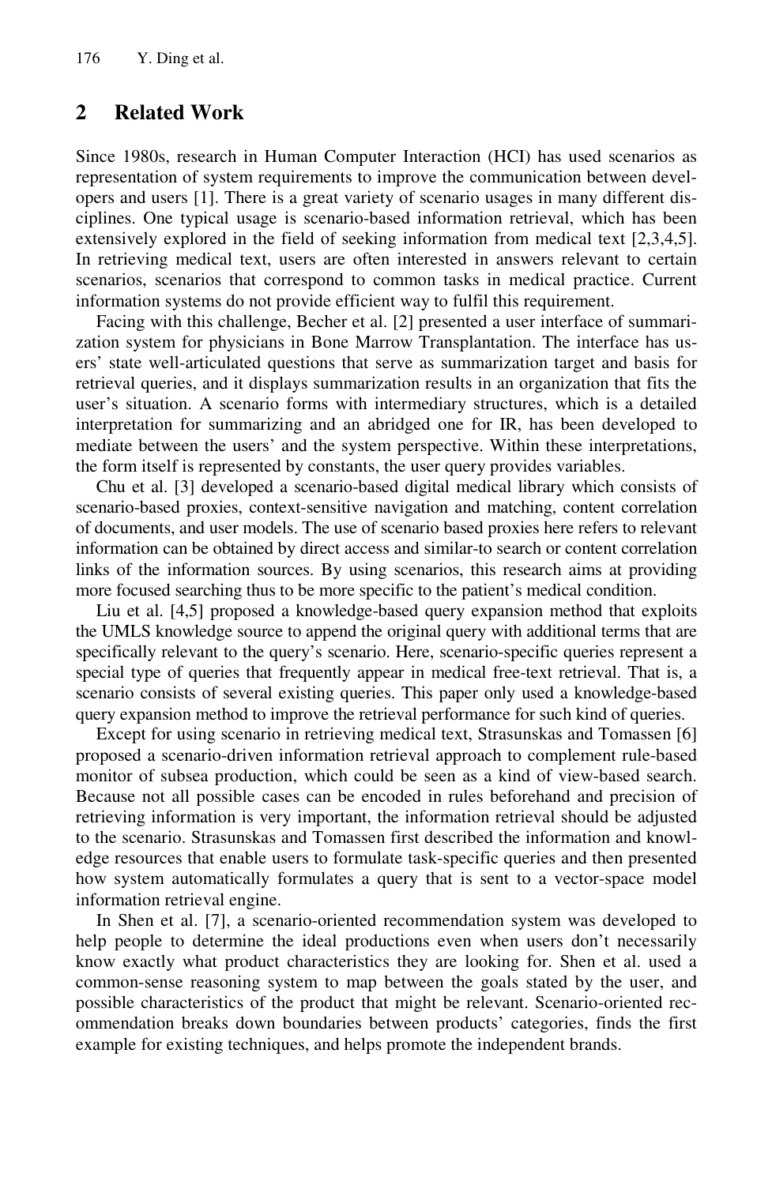## 2 Related Work

Since 1980s, research in Human Computer Interaction (HCI) has used scenarios as representation of system requirements to improve the communication between developers and users [1]. There is a great variety of scenario usages in many different disciplines. One typical usage is scenario-based information retrieval, which has been extensively explored in the field of seeking information from medical text [2,3,4,5]. In retrieving medical text, users are often interested in answers relevant to certain scenarios, scenarios that correspond to common tasks in medical practice. Current information systems do not provide efficient way to fulfil this requirement.

Facing with this challenge, Becher et al. [2] presented a user interface of summarization system for physicians in Bone Marrow Transplantation. The interface has users' state well-articulated questions that serve as summarization target and basis for retrieval queries, and it displays summarization results in an organization that fits the user's situation. A scenario forms with intermediary structures, which is a detailed interpretation for summarizing and an abridged one for IR, has been developed to mediate between the users' and the system perspective. Within these interpretations, the form itself is represented by constants, the user query provides variables.

Chu et al. [3] developed a scenario-based digital medical library which consists of scenario-based proxies, context-sensitive navigation and matching, content correlation of documents, and user models. The use of scenario based proxies here refers to relevant information can be obtained by direct access and similar-to search or content correlation links of the information sources. By using scenarios, this research aims at providing more focused searching thus to be more specific to the patient's medical condition.

Liu et al. [4,5] proposed a knowledge-based query expansion method that exploits the UMLS knowledge source to append the original query with additional terms that are specifically relevant to the query's scenario. Here, scenario-specific queries represent a special type of queries that frequently appear in medical free-text retrieval. That is, a scenario consists of several existing queries. This paper only used a knowledge-based query expansion method to improve the retrieval performance for such kind of queries.

Except for using scenario in retrieving medical text, Strasunskas and Tomassen [6] proposed a scenario-driven information retrieval approach to complement rule-based monitor of subsea production, which could be seen as a kind of view-based search. Because not all possible cases can be encoded in rules beforehand and precision of retrieving information is very important, the information retrieval should be adjusted to the scenario. Strasunskas and Tomassen first described the information and knowledge resources that enable users to formulate task-specific queries and then presented how system automatically formulates a query that is sent to a vector-space model information retrieval engine.

In Shen et al. [7], a scenario-oriented recommendation system was developed to help people to determine the ideal productions even when users don't necessarily know exactly what product characteristics they are looking for. Shen et al. used a common-sense reasoning system to map between the goals stated by the user, and possible characteristics of the product that might be relevant. Scenario-oriented recommendation breaks down boundaries between products' categories, finds the first example for existing techniques, and helps promote the independent brands.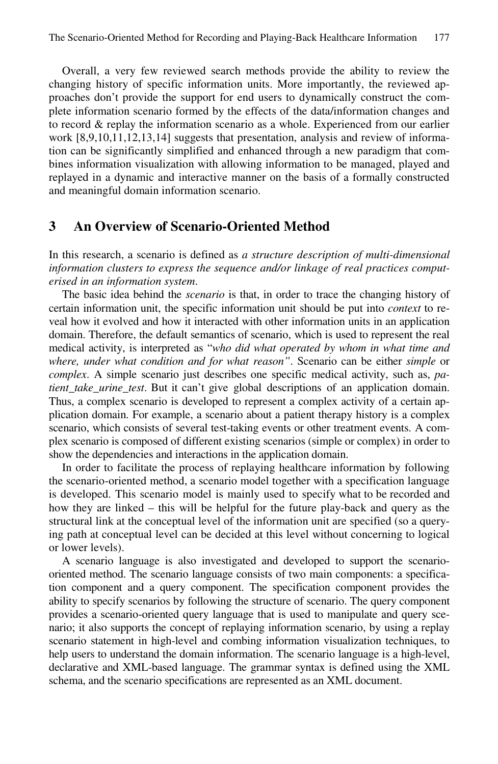Overall, a very few reviewed search methods provide the ability to review the changing history of specific information units. More importantly, the reviewed approaches don't provide the support for end users to dynamically construct the complete information scenario formed by the effects of the data/information changes and to record & replay the information scenario as a whole. Experienced from our earlier work [8,9,10,11,12,13,14] suggests that presentation, analysis and review of information can be significantly simplified and enhanced through a new paradigm that combines information visualization with allowing information to be managed, played and replayed in a dynamic and interactive manner on the basis of a formally constructed and meaningful domain information scenario.

## 3 An Overview of Scenario-Oriented Method

In this research, a scenario is defined as *a structure description of multi-dimensional information clusters to express the sequence and/or linkage of real practices computerised in an information system*.

The basic idea behind the *scenario* is that, in order to trace the changing history of certain information unit, the specific information unit should be put into *context* to reveal how it evolved and how it interacted with other information units in an application domain. Therefore, the default semantics of scenario, which is used to represent the real medical activity, is interpreted as "*who did what operated by whom in what time and where, under what condition and for what reason"*. Scenario can be either *simple* or *complex*. A simple scenario just describes one specific medical activity, such as, *patient_take_urine_test*. But it can't give global descriptions of an application domain. Thus, a complex scenario is developed to represent a complex activity of a certain application domain. For example, a scenario about a patient therapy history is a complex scenario, which consists of several test-taking events or other treatment events. A complex scenario is composed of different existing scenarios (simple or complex) in order to show the dependencies and interactions in the application domain.

In order to facilitate the process of replaying healthcare information by following the scenario-oriented method, a scenario model together with a specification language is developed. This scenario model is mainly used to specify what to be recorded and how they are linked – this will be helpful for the future play-back and query as the structural link at the conceptual level of the information unit are specified (so a querying path at conceptual level can be decided at this level without concerning to logical or lower levels).

A scenario language is also investigated and developed to support the scenario-oriented method. The scenario language consists of two main components: a specification component and a query component. The specification component provides the ability to specify scenarios by following the structure of scenario. The query component provides a scenario-oriented query language that is used to manipulate and query scenario; it also supports the concept of replaying information scenario, by using a replay scenario statement in high-level and combing information visualization techniques, to help users to understand the domain information. The scenario language is a high-level, declarative and XML-based language. The grammar syntax is defined using the XML schema, and the scenario specifications are represented as an XML document.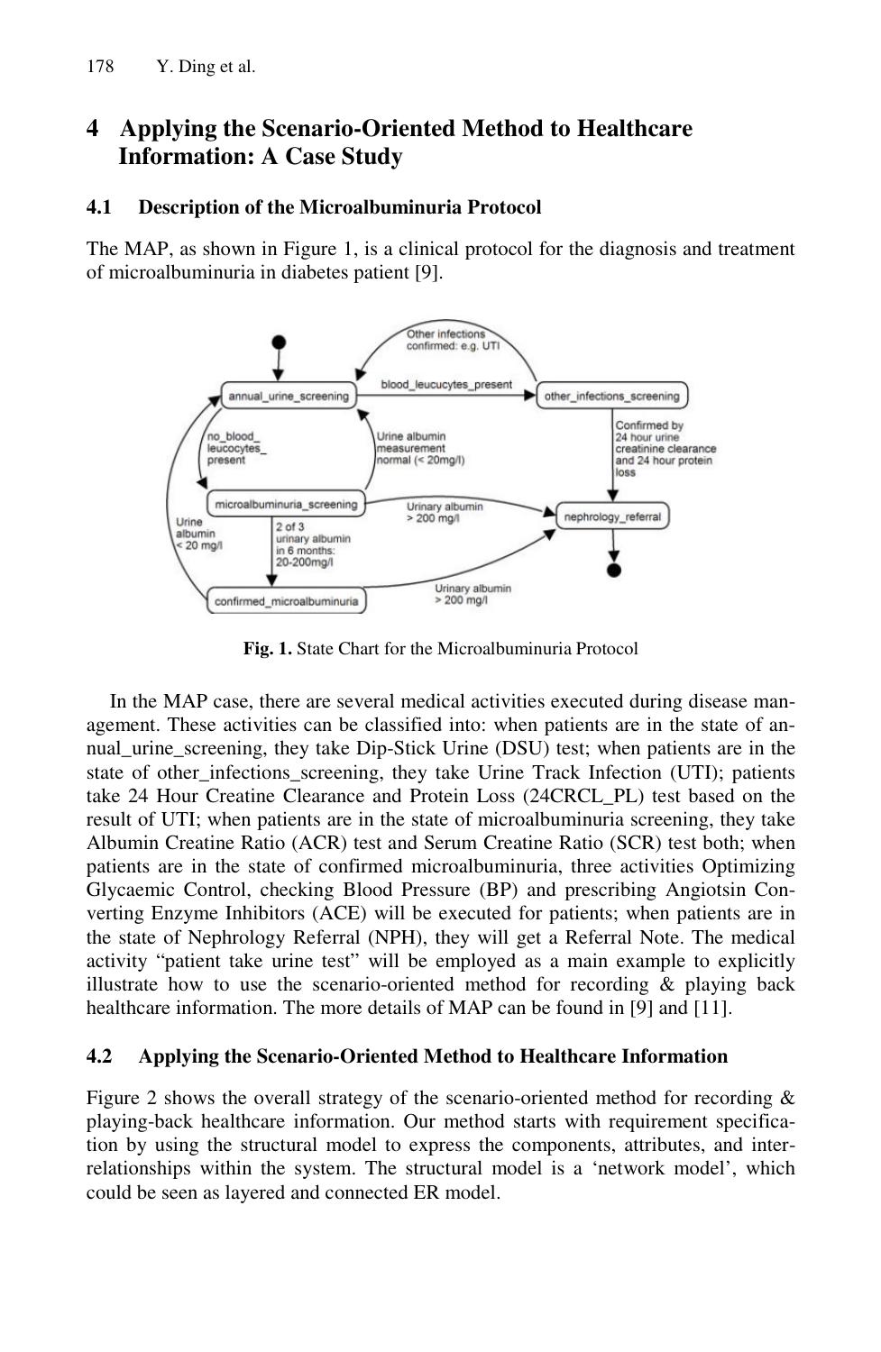## 4 Applying the Scenario-Oriented Method to Healthcare Information: A Case Study

### 4.1 Description of the Microalbuminuria Protocol

The MAP, as shown in Figure 1, is a clinical protocol for the diagnosis and treatment of microalbuminuria in diabetes patient [9].

**Fig. 1.** State Chart for the Microalbuminuria Protocol

In the MAP case, there are several medical activities executed during disease management. These activities can be classified into: when patients are in the state of annual_urine_screening, they take Dip-Stick Urine (DSU) test; when patients are in the state of other_infections_screening, they take Urine Track Infection (UTI); patients take 24 Hour Creatine Clearance and Protein Loss (24CRCL_PL) test based on the result of UTI; when patients are in the state of microalbuminuria screening, they take Albumin Creatine Ratio (ACR) test and Serum Creatine Ratio (SCR) test both; when patients are in the state of confirmed microalbuminuria, three activities Optimizing Glycaemic Control, checking Blood Pressure (BP) and prescribing Angiotsin Converting Enzyme Inhibitors (ACE) will be executed for patients; when patients are in the state of Nephrology Referral (NPH), they will get a Referral Note. The medical activity "patient take urine test" will be employed as a main example to explicitly illustrate how to use the scenario-oriented method for recording & playing back healthcare information. The more details of MAP can be found in [9] and [11].

### 4.2 Applying the Scenario-Oriented Method to Healthcare Information

Figure 2 shows the overall strategy of the scenario-oriented method for recording & playing-back healthcare information. Our method starts with requirement specification by using the structural model to express the components, attributes, and interrelationships within the system. The structural model is a 'network model', which could be seen as layered and connected ER model.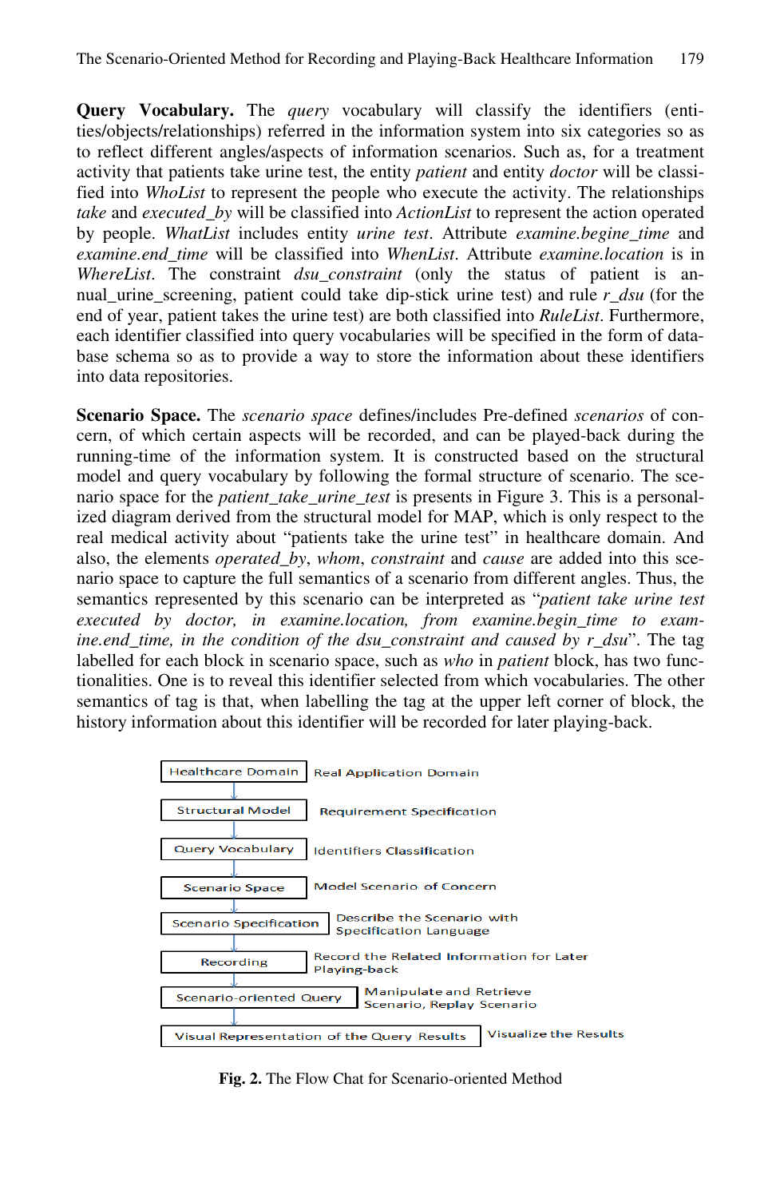**Query Vocabulary.** The *query* vocabulary will classify the identifiers (entities/objects/relationships) referred in the information system into six categories so as to reflect different angles/aspects of information scenarios. Such as, for a treatment activity that patients take urine test, the entity *patient* and entity *doctor* will be classified into *WhoList* to represent the people who execute the activity. The relationships *take* and *executed_by* will be classified into *ActionList* to represent the action operated by people. *WhatList* includes entity *urine test*. Attribute *examine.begine_time* and *examine.end_time* will be classified into *WhenList*. Attribute *examine.location* is in *WhereList*. The constraint *dsu_constraint* (only the status of patient is annual_urine_screening, patient could take dip-stick urine test) and rule *r_dsu* (for the end of year, patient takes the urine test) are both classified into *RuleList*. Furthermore, each identifier classified into query vocabularies will be specified in the form of database schema so as to provide a way to store the information about these identifiers into data repositories.

**Scenario Space.** The *scenario space* defines/includes Pre-defined *scenarios* of concern, of which certain aspects will be recorded, and can be played-back during the running-time of the information system. It is constructed based on the structural model and query vocabulary by following the formal structure of scenario. The scenario space for the *patient_take_urine_test* is presents in Figure 3. This is a personalized diagram derived from the structural model for MAP, which is only respect to the real medical activity about "patients take the urine test" in healthcare domain. And also, the elements *operated_by*, *whom*, *constraint* and *cause* are added into this scenario space to capture the full semantics of a scenario from different angles. Thus, the semantics represented by this scenario can be interpreted as "*patient take urine test executed by doctor, in examine.location, from examine.begin_time to examine.end_time, in the condition of the dsu_constraint and caused by r_dsu*". The tag labelled for each block in scenario space, such as *who* in *patient* block, has two functionalities. One is to reveal this identifier selected from which vocabularies. The other semantics of tag is that, when labelling the tag at the upper left corner of block, the history information about this identifier will be recorded for later playing-back.

| Step | Description |
|---|---|
| Healthcare Domain | Real Application Domain |
| Structural Model | Requirement Specification |
| Query Vocabulary | Identifiers Classification |
| Scenario Space | Model Scenario of Concern |
| Scenario Specification | Describe the Scenario with Specification Language |
| Recording | Record the Related Information for Later Playing-back |
| Scenario-oriented Query | Manipulate and Retrieve Scenario, Replay Scenario |
| Visual Representation of the Query Results | Visualize the Results |

**Fig. 2.** The Flow Chat for Scenario-oriented Method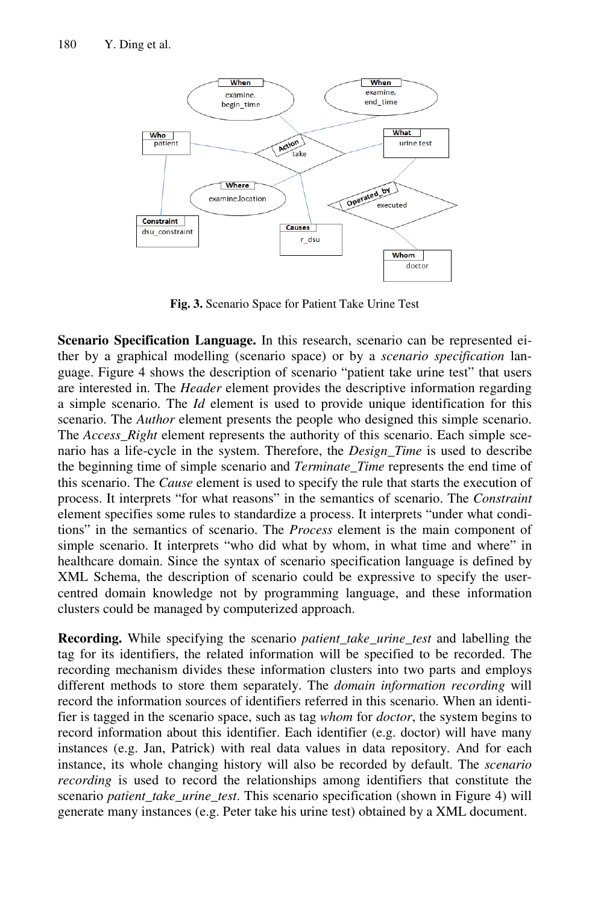**Fig. 3.** Scenario Space for Patient Take Urine Test

**Scenario Specification Language.** In this research, scenario can be represented either by a graphical modelling (scenario space) or by a *scenario specification* language. Figure 4 shows the description of scenario "patient take urine test" that users are interested in. The *Header* element provides the descriptive information regarding a simple scenario. The *Id* element is used to provide unique identification for this scenario. The *Author* element presents the people who designed this simple scenario. The *Access_Right* element represents the authority of this scenario. Each simple scenario has a life-cycle in the system. Therefore, the *Design_Time* is used to describe the beginning time of simple scenario and *Terminate_Time* represents the end time of this scenario. The *Cause* element is used to specify the rule that starts the execution of process. It interprets "for what reasons" in the semantics of scenario. The *Constraint* element specifies some rules to standardize a process. It interprets "under what conditions" in the semantics of scenario. The *Process* element is the main component of simple scenario. It interprets "who did what by whom, in what time and where" in healthcare domain. Since the syntax of scenario specification language is defined by XML Schema, the description of scenario could be expressive to specify the user-centred domain knowledge not by programming language, and these information clusters could be managed by computerized approach.

**Recording.** While specifying the scenario *patient_take_urine_test* and labelling the tag for its identifiers, the related information will be specified to be recorded. The recording mechanism divides these information clusters into two parts and employs different methods to store them separately. The *domain information recording* will record the information sources of identifiers referred in this scenario. When an identifier is tagged in the scenario space, such as tag *whom* for *doctor*, the system begins to record information about this identifier. Each identifier (e.g. doctor) will have many instances (e.g. Jan, Patrick) with real data values in data repository. And for each instance, its whole changing history will also be recorded by default. The *scenario recording* is used to record the relationships among identifiers that constitute the scenario *patient_take_urine_test*. This scenario specification (shown in Figure 4) will generate many instances (e.g. Peter take his urine test) obtained by a XML document.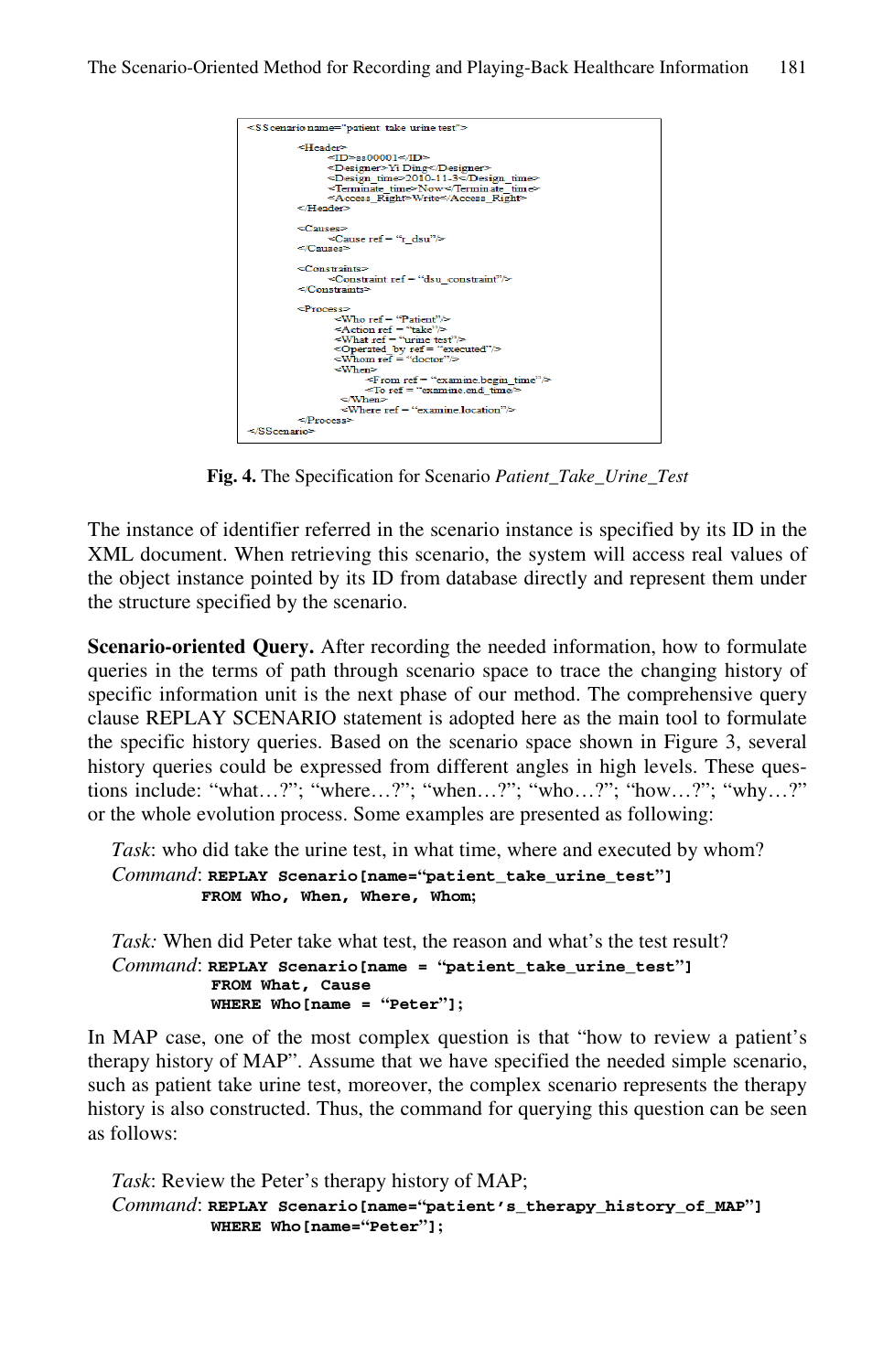```
<SScenario name="patient take urine test">
    <Header>
        <ID>ss00001</ID>
        <Designer>Yi Ding</Designer>
        <Design_time>2010-11-3</Design_time>
        <Terminate_time>Now</Terminate_time>
        <Access_Right>Write</Access_Right>
    </Header>

    <Causes>
        <Cause ref = "t_dsu"/>
    </Causes>

    <Constraints>
        <Constraint ref = "dsu_constraint"/>
    </Constraints>

    <Process>
        <Who ref = "Patient"/>
        <Action ref = "take"/>
        <What ref = "urine test"/>
        <Operated_by ref = "executed"/>
        <Whom ref = "doctor"/>
        <When>
            <From ref = "examine.begin_time"/>
            <To ref = "examine.end_time"/>
        </When>
        <Where ref = "examine.location"/>
    </Process>
</SScenario>
```

**Fig. 4.** The Specification for Scenario *Patient_Take_Urine_Test*

The instance of identifier referred in the scenario instance is specified by its ID in the XML document. When retrieving this scenario, the system will access real values of the object instance pointed by its ID from database directly and represent them under the structure specified by the scenario.

**Scenario-oriented Query.** After recording the needed information, how to formulate queries in the terms of path through scenario space to trace the changing history of specific information unit is the next phase of our method. The comprehensive query clause REPLAY SCENARIO statement is adopted here as the main tool to formulate the specific history queries. Based on the scenario space shown in Figure 3, several history queries could be expressed from different angles in high levels. These questions include: "what…?"; "where…?"; "when…?"; "who…?"; "how…?"; "why…?" or the whole evolution process. Some examples are presented as following:

*Task*: who did take the urine test, in what time, where and executed by whom?
*Command*:
```
REPLAY Scenario[name="patient_take_urine_test"]
FROM Who, When, Where, Whom;
```

*Task:* When did Peter take what test, the reason and what's the test result?
*Command*:
```
REPLAY Scenario[name = "patient_take_urine_test"]
FROM What, Cause
WHERE Who[name = "Peter"];
```

In MAP case, one of the most complex question is that "how to review a patient's therapy history of MAP". Assume that we have specified the needed simple scenario, such as patient take urine test, moreover, the complex scenario represents the therapy history is also constructed. Thus, the command for querying this question can be seen as follows:

*Task*: Review the Peter's therapy history of MAP;
*Command*:
```
REPLAY Scenario[name="patient's_therapy_history_of_MAP"]
WHERE Who[name="Peter"];
```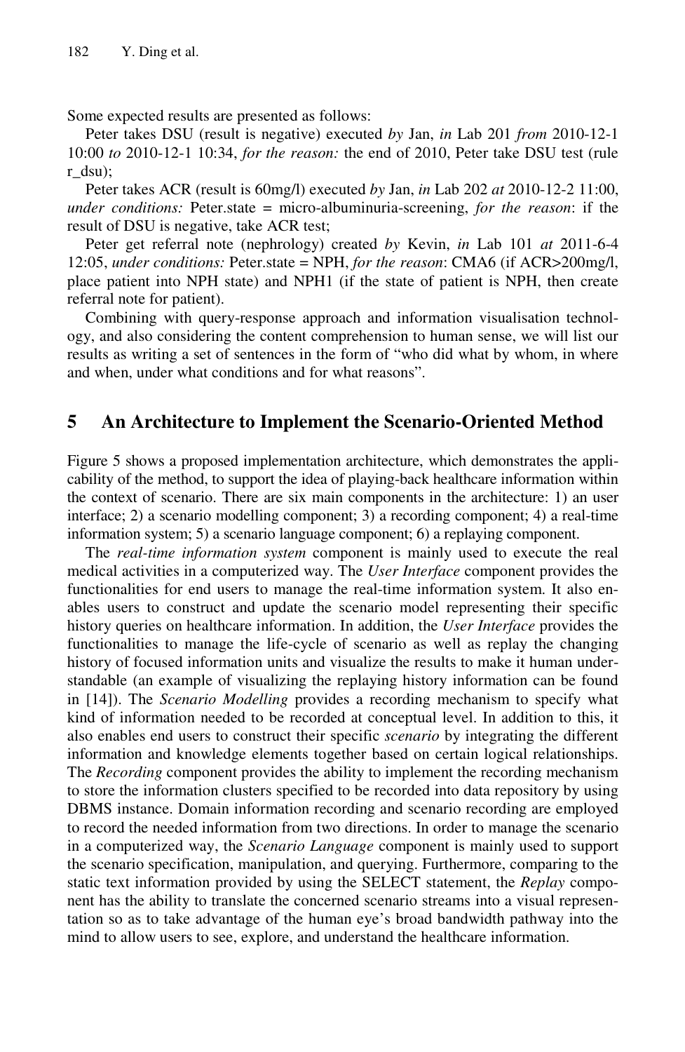Some expected results are presented as follows:

Peter takes DSU (result is negative) executed *by* Jan, *in* Lab 201 *from* 2010-12-1 10:00 *to* 2010-12-1 10:34, *for the reason:* the end of 2010, Peter take DSU test (rule r_dsu);

Peter takes ACR (result is 60mg/l) executed *by* Jan, *in* Lab 202 *at* 2010-12-2 11:00, *under conditions:* Peter.state = micro-albuminuria-screening, *for the reason*: if the result of DSU is negative, take ACR test;

Peter get referral note (nephrology) created *by* Kevin, *in* Lab 101 *at* 2011-6-4 12:05, *under conditions:* Peter.state = NPH, *for the reason*: CMA6 (if ACR>200mg/l, place patient into NPH state) and NPH1 (if the state of patient is NPH, then create referral note for patient).

Combining with query-response approach and information visualisation technology, and also considering the content comprehension to human sense, we will list our results as writing a set of sentences in the form of "who did what by whom, in where and when, under what conditions and for what reasons".

## 5 An Architecture to Implement the Scenario-Oriented Method

Figure 5 shows a proposed implementation architecture, which demonstrates the applicability of the method, to support the idea of playing-back healthcare information within the context of scenario. There are six main components in the architecture: 1) an user interface; 2) a scenario modelling component; 3) a recording component; 4) a real-time information system; 5) a scenario language component; 6) a replaying component.

The *real-time information system* component is mainly used to execute the real medical activities in a computerized way. The *User Interface* component provides the functionalities for end users to manage the real-time information system. It also enables users to construct and update the scenario model representing their specific history queries on healthcare information. In addition, the *User Interface* provides the functionalities to manage the life-cycle of scenario as well as replay the changing history of focused information units and visualize the results to make it human understandable (an example of visualizing the replaying history information can be found in [14]). The *Scenario Modelling* provides a recording mechanism to specify what kind of information needed to be recorded at conceptual level. In addition to this, it also enables end users to construct their specific *scenario* by integrating the different information and knowledge elements together based on certain logical relationships. The *Recording* component provides the ability to implement the recording mechanism to store the information clusters specified to be recorded into data repository by using DBMS instance. Domain information recording and scenario recording are employed to record the needed information from two directions. In order to manage the scenario in a computerized way, the *Scenario Language* component is mainly used to support the scenario specification, manipulation, and querying. Furthermore, comparing to the static text information provided by using the SELECT statement, the *Replay* component has the ability to translate the concerned scenario streams into a visual representation so as to take advantage of the human eye's broad bandwidth pathway into the mind to allow users to see, explore, and understand the healthcare information.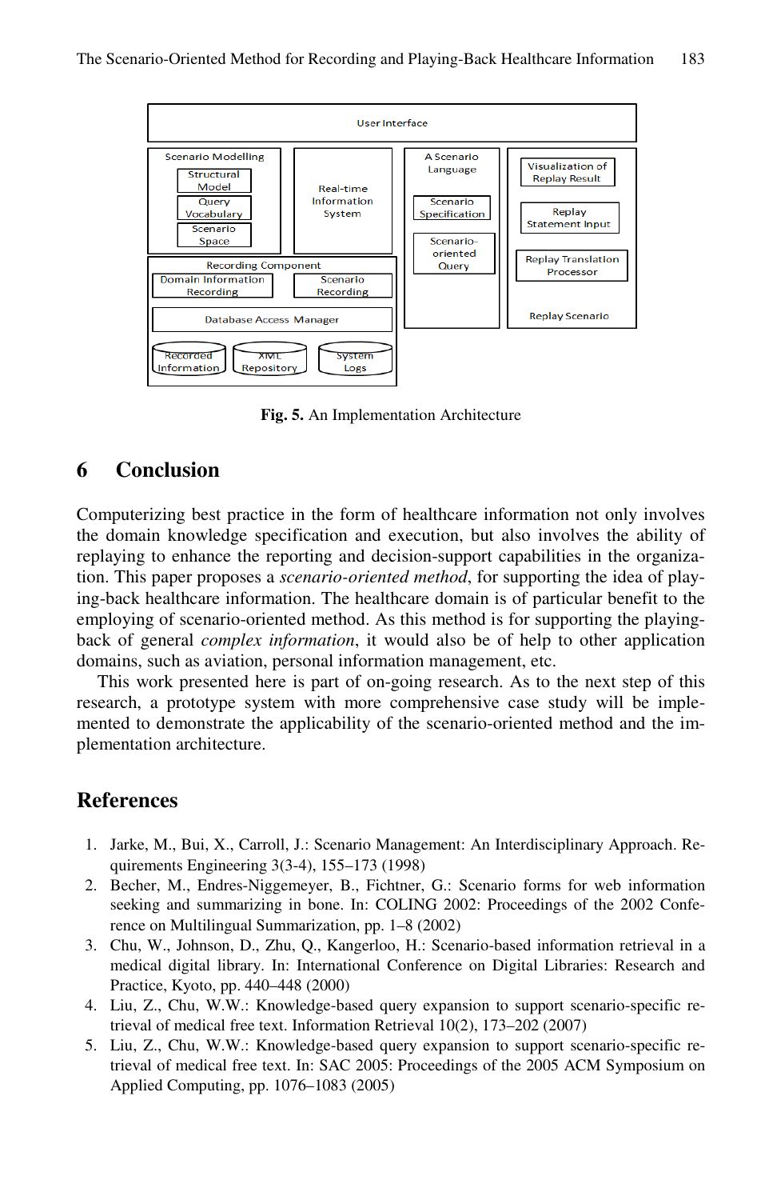Fig. 5. An Implementation Architecture

## 6 Conclusion

Computerizing best practice in the form of healthcare information not only involves the domain knowledge specification and execution, but also involves the ability of replaying to enhance the reporting and decision-support capabilities in the organization. This paper proposes a *scenario-oriented method*, for supporting the idea of playing-back healthcare information. The healthcare domain is of particular benefit to the employing of scenario-oriented method. As this method is for supporting the playing-back of general *complex information*, it would also be of help to other application domains, such as aviation, personal information management, etc.

This work presented here is part of on-going research. As to the next step of this research, a prototype system with more comprehensive case study will be implemented to demonstrate the applicability of the scenario-oriented method and the implementation architecture.

## References

1. Jarke, M., Bui, X., Carroll, J.: Scenario Management: An Interdisciplinary Approach. Requirements Engineering 3(3-4), 155–173 (1998)
2. Becher, M., Endres-Niggemeyer, B., Fichtner, G.: Scenario forms for web information seeking and summarizing in bone. In: COLING 2002: Proceedings of the 2002 Conference on Multilingual Summarization, pp. 1–8 (2002)
3. Chu, W., Johnson, D., Zhu, Q., Kangerloo, H.: Scenario-based information retrieval in a medical digital library. In: International Conference on Digital Libraries: Research and Practice, Kyoto, pp. 440–448 (2000)
4. Liu, Z., Chu, W.W.: Knowledge-based query expansion to support scenario-specific retrieval of medical free text. Information Retrieval 10(2), 173–202 (2007)
5. Liu, Z., Chu, W.W.: Knowledge-based query expansion to support scenario-specific retrieval of medical free text. In: SAC 2005: Proceedings of the 2005 ACM Symposium on Applied Computing, pp. 1076–1083 (2005)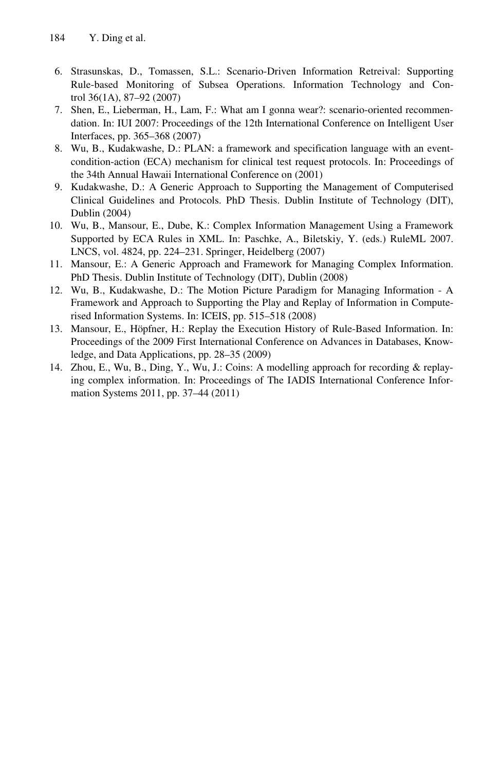6. Strasunskas, D., Tomassen, S.L.: Scenario-Driven Information Retreival: Supporting Rule-based Monitoring of Subsea Operations. Information Technology and Control 36(1A), 87–92 (2007)
7. Shen, E., Lieberman, H., Lam, F.: What am I gonna wear?: scenario-oriented recommendation. In: IUI 2007: Proceedings of the 12th International Conference on Intelligent User Interfaces, pp. 365–368 (2007)
8. Wu, B., Kudakwashe, D.: PLAN: a framework and specification language with an event-condition-action (ECA) mechanism for clinical test request protocols. In: Proceedings of the 34th Annual Hawaii International Conference on (2001)
9. Kudakwashe, D.: A Generic Approach to Supporting the Management of Computerised Clinical Guidelines and Protocols. PhD Thesis. Dublin Institute of Technology (DIT), Dublin (2004)
10. Wu, B., Mansour, E., Dube, K.: Complex Information Management Using a Framework Supported by ECA Rules in XML. In: Paschke, A., Biletskiy, Y. (eds.) RuleML 2007. LNCS, vol. 4824, pp. 224–231. Springer, Heidelberg (2007)
11. Mansour, E.: A Generic Approach and Framework for Managing Complex Information. PhD Thesis. Dublin Institute of Technology (DIT), Dublin (2008)
12. Wu, B., Kudakwashe, D.: The Motion Picture Paradigm for Managing Information - A Framework and Approach to Supporting the Play and Replay of Information in Computerised Information Systems. In: ICEIS, pp. 515–518 (2008)
13. Mansour, E., Höpfner, H.: Replay the Execution History of Rule-Based Information. In: Proceedings of the 2009 First International Conference on Advances in Databases, Knowledge, and Data Applications, pp. 28–35 (2009)
14. Zhou, E., Wu, B., Ding, Y., Wu, J.: Coins: A modelling approach for recording & replaying complex information. In: Proceedings of The IADIS International Conference Information Systems 2011, pp. 37–44 (2011)